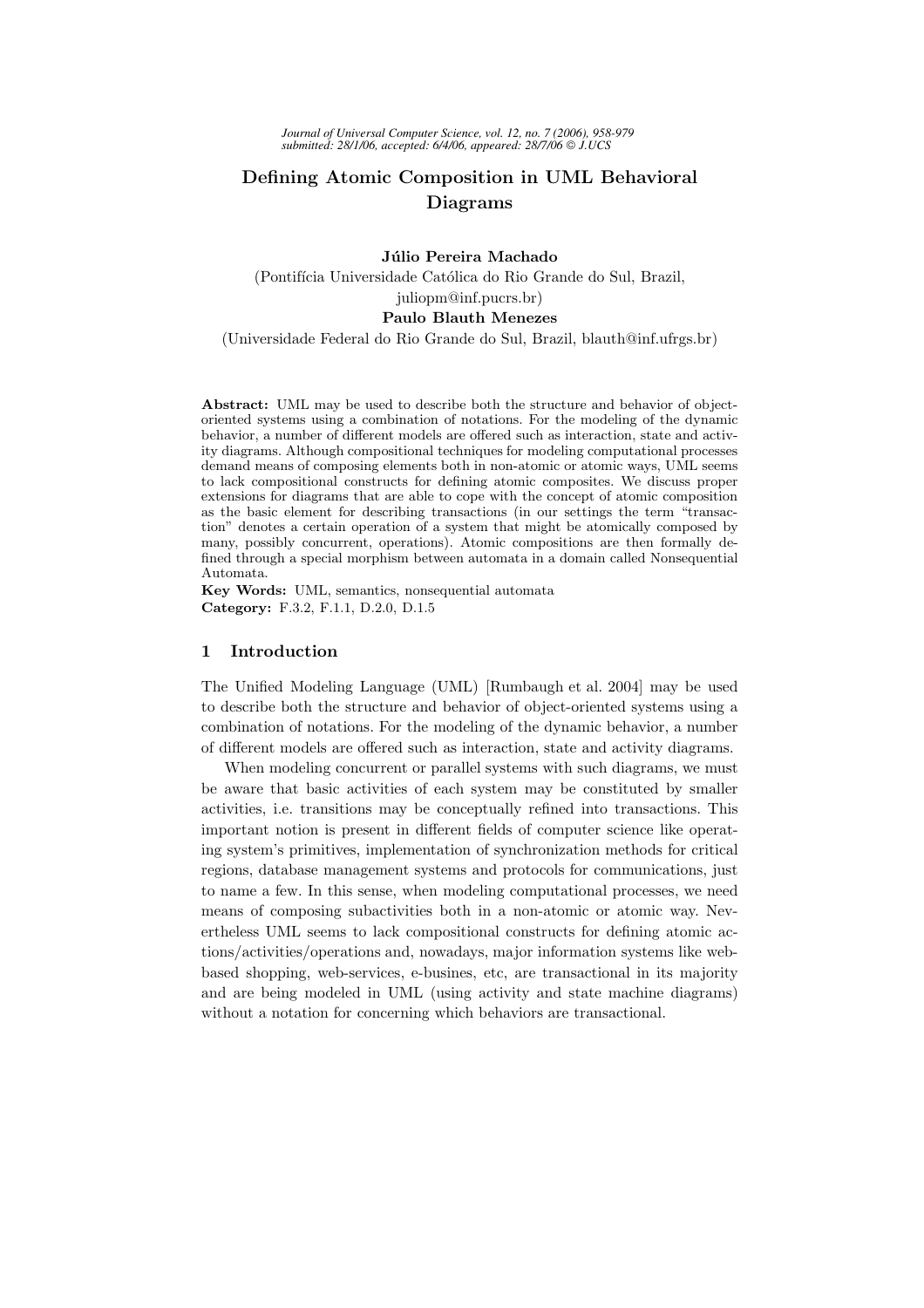# Defining Atomic Composition in UML Behavioral Diagrams

**Júlio Pereira Machado**

(Pontifícia Universidade Católica do Rio Grande do Sul, Brazil, juliopm@inf.pucrs.br)

**Paulo Blauth Menezes**

(Universidade Federal do Rio Grande do Sul, Brazil, blauth@inf.ufrgs.br)

**Abstract:** UML may be used to describe both the structure and behavior of object-oriented systems using a combination of notations. For the modeling of the dynamic behavior, a number of different models are offered such as interaction, state and activity diagrams. Although compositional techniques for modeling computational processes demand means of composing elements both in non-atomic or atomic ways, UML seems to lack compositional constructs for defining atomic composites. We discuss proper extensions for diagrams that are able to cope with the concept of atomic composition as the basic element for describing transactions (in our settings the term "transaction" denotes a certain operation of a system that might be atomically composed by many, possibly concurrent, operations). Atomic compositions are then formally defined through a special morphism between automata in a domain called Nonsequential Automata.

**Key Words:** UML, semantics, nonsequential automata

**Category:** F.3.2, F.1.1, D.2.0, D.1.5

## 1 Introduction

The Unified Modeling Language (UML) [Rumbaugh et al. 2004] may be used to describe both the structure and behavior of object-oriented systems using a combination of notations. For the modeling of the dynamic behavior, a number of different models are offered such as interaction, state and activity diagrams.

When modeling concurrent or parallel systems with such diagrams, we must be aware that basic activities of each system may be constituted by smaller activities, i.e. transitions may be conceptually refined into transactions. This important notion is present in different fields of computer science like operating system's primitives, implementation of synchronization methods for critical regions, database management systems and protocols for communications, just to name a few. In this sense, when modeling computational processes, we need means of composing subactivities both in a non-atomic or atomic way. Nevertheless UML seems to lack compositional constructs for defining atomic actions/activities/operations and, nowadays, major information systems like web-based shopping, web-services, e-busines, etc, are transactional in its majority and are being modeled in UML (using activity and state machine diagrams) without a notation for concerning which behaviors are transactional.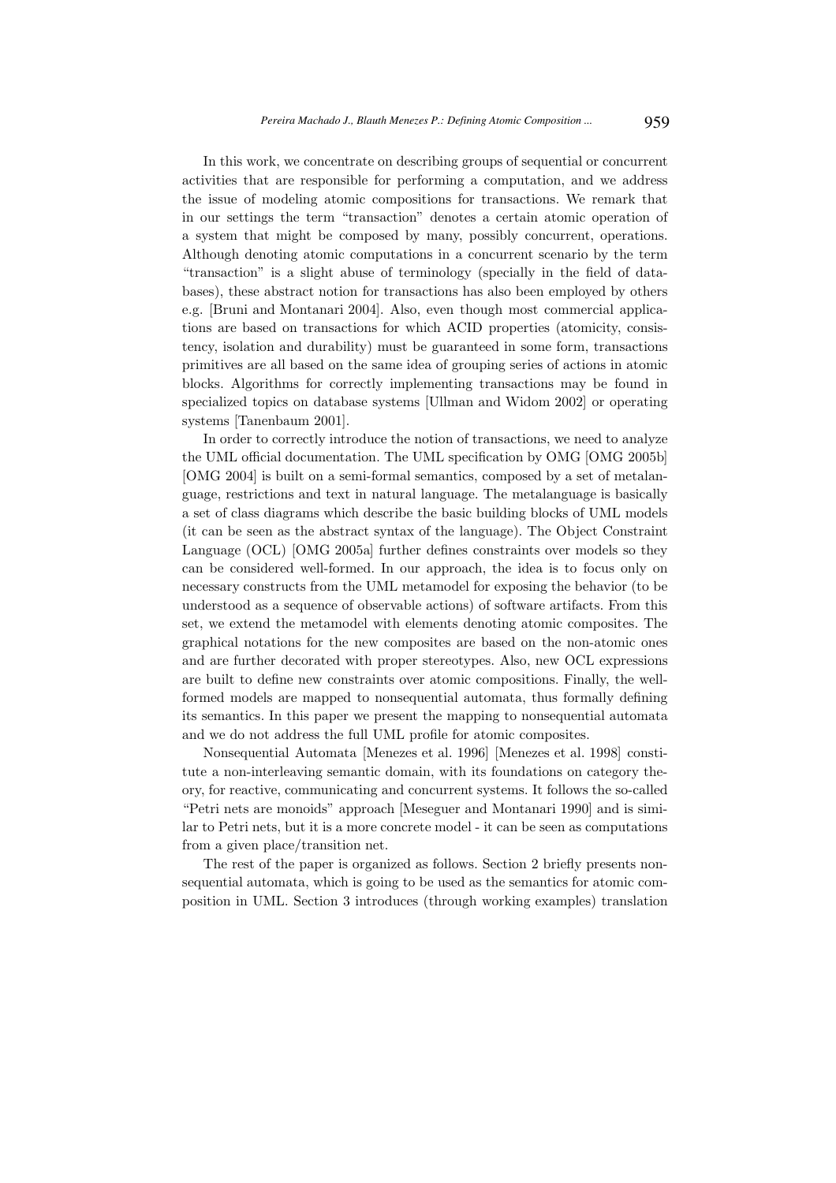In this work, we concentrate on describing groups of sequential or concurrent activities that are responsible for performing a computation, and we address the issue of modeling atomic compositions for transactions. We remark that in our settings the term "transaction" denotes a certain atomic operation of a system that might be composed by many, possibly concurrent, operations. Although denoting atomic computations in a concurrent scenario by the term "transaction" is a slight abuse of terminology (specially in the field of databases), these abstract notion for transactions has also been employed by others e.g. [Bruni and Montanari 2004]. Also, even though most commercial applications are based on transactions for which ACID properties (atomicity, consistency, isolation and durability) must be guaranteed in some form, transactions primitives are all based on the same idea of grouping series of actions in atomic blocks. Algorithms for correctly implementing transactions may be found in specialized topics on database systems [Ullman and Widom 2002] or operating systems [Tanenbaum 2001].

In order to correctly introduce the notion of transactions, we need to analyze the UML official documentation. The UML specification by OMG [OMG 2005b] [OMG 2004] is built on a semi-formal semantics, composed by a set of metalanguage, restrictions and text in natural language. The metalanguage is basically a set of class diagrams which describe the basic building blocks of UML models (it can be seen as the abstract syntax of the language). The Object Constraint Language (OCL) [OMG 2005a] further defines constraints over models so they can be considered well-formed. In our approach, the idea is to focus only on necessary constructs from the UML metamodel for exposing the behavior (to be understood as a sequence of observable actions) of software artifacts. From this set, we extend the metamodel with elements denoting atomic composites. The graphical notations for the new composites are based on the non-atomic ones and are further decorated with proper stereotypes. Also, new OCL expressions are built to define new constraints over atomic compositions. Finally, the well-formed models are mapped to nonsequential automata, thus formally defining its semantics. In this paper we present the mapping to nonsequential automata and we do not address the full UML profile for atomic composites.

Nonsequential Automata [Menezes et al. 1996] [Menezes et al. 1998] constitute a non-interleaving semantic domain, with its foundations on category theory, for reactive, communicating and concurrent systems. It follows the so-called "Petri nets are monoids" approach [Meseguer and Montanari 1990] and is similar to Petri nets, but it is a more concrete model - it can be seen as computations from a given place/transition net.

The rest of the paper is organized as follows. Section 2 briefly presents nonsequential automata, which is going to be used as the semantics for atomic composition in UML. Section 3 introduces (through working examples) translation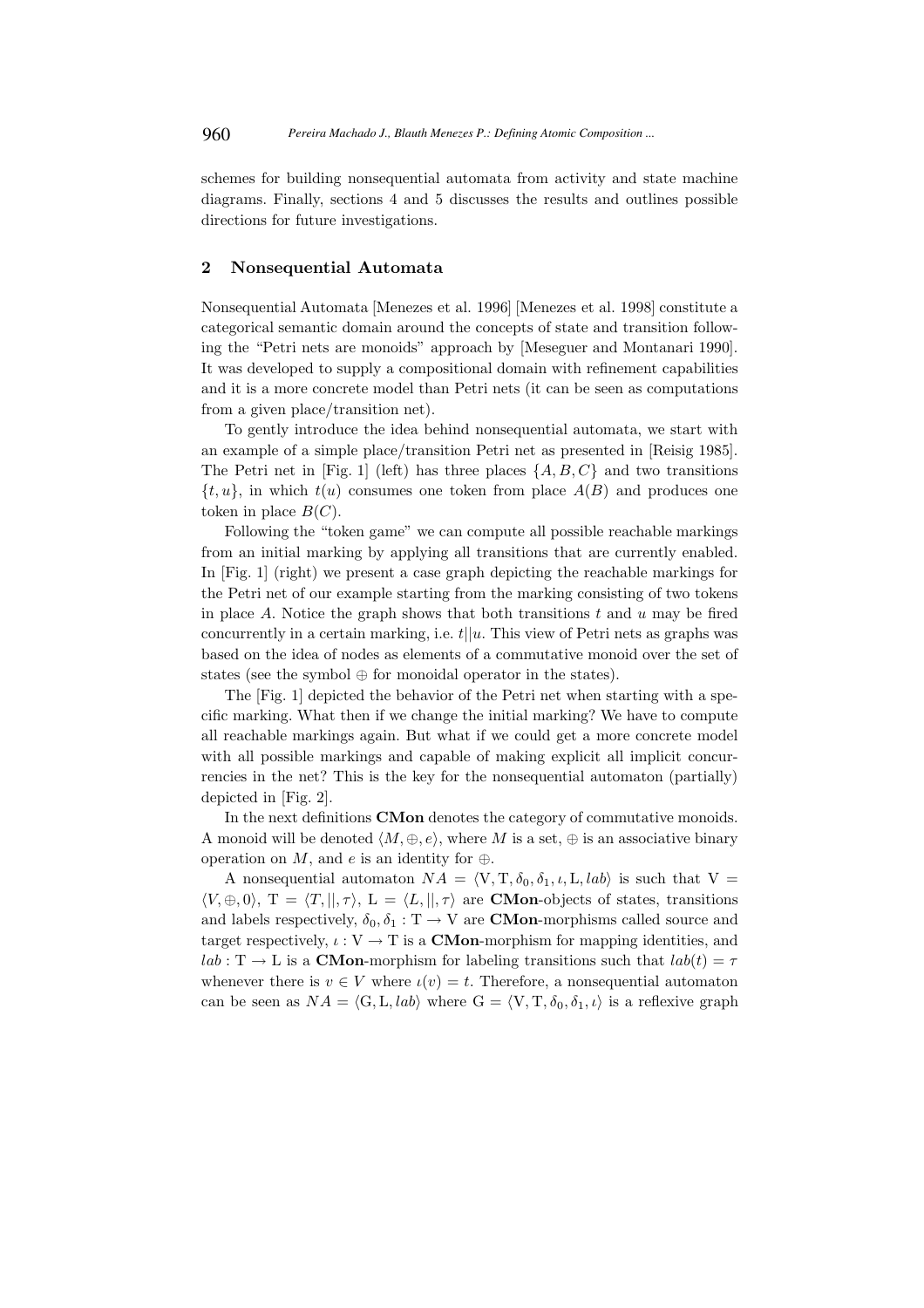schemes for building nonsequential automata from activity and state machine diagrams. Finally, sections 4 and 5 discusses the results and outlines possible directions for future investigations.

## 2 Nonsequential Automata

Nonsequential Automata [Menezes et al. 1996] [Menezes et al. 1998] constitute a categorical semantic domain around the concepts of state and transition following the "Petri nets are monoids" approach by [Meseguer and Montanari 1990]. It was developed to supply a compositional domain with refinement capabilities and it is a more concrete model than Petri nets (it can be seen as computations from a given place/transition net).

To gently introduce the idea behind nonsequential automata, we start with an example of a simple place/transition Petri net as presented in [Reisig 1985]. The Petri net in [Fig. 1] (left) has three places $\{A, B, C\}$ and two transitions $\{t, u\}$, in which $t(u)$ consumes one token from place $A(B)$ and produces one token in place $B(C)$.

Following the "token game" we can compute all possible reachable markings from an initial marking by applying all transitions that are currently enabled. In [Fig. 1] (right) we present a case graph depicting the reachable markings for the Petri net of our example starting from the marking consisting of two tokens in place $A$. Notice the graph shows that both transitions $t$ and $u$ may be fired concurrently in a certain marking, i.e. $t||u$. This view of Petri nets as graphs was based on the idea of nodes as elements of a commutative monoid over the set of states (see the symbol $\oplus$ for monoidal operator in the states).

The [Fig. 1] depicted the behavior of the Petri net when starting with a specific marking. What then if we change the initial marking? We have to compute all reachable markings again. But what if we could get a more concrete model with all possible markings and capable of making explicit all implicit concurrencies in the net? This is the key for the nonsequential automaton (partially) depicted in [Fig. 2].

In the next definitions **CMon** denotes the category of commutative monoids. A monoid will be denoted $\langle M, \oplus, e\rangle$, where $M$ is a set, $\oplus$ is an associative binary operation on $M$, and $e$ is an identity for $\oplus$.

A nonsequential automaton $NA = \langle \mathrm{V}, \mathrm{T}, \delta_0, \delta_1, \iota, \mathrm{L}, lab\rangle$ is such that $\mathrm{V} = \langle V, \oplus, 0\rangle$, $\mathrm{T} = \langle T, ||, \tau\rangle$, $\mathrm{L} = \langle L, ||, \tau\rangle$ are **CMon**-objects of states, transitions and labels respectively, $\delta_0, \delta_1 : \mathrm{T} \to \mathrm{V}$ are **CMon**-morphisms called source and target respectively, $\iota : \mathrm{V} \to \mathrm{T}$ is a **CMon**-morphism for mapping identities, and $lab : \mathrm{T} \to \mathrm{L}$ is a **CMon**-morphism for labeling transitions such that $lab(t) = \tau$ whenever there is $v \in V$ where $\iota(v) = t$. Therefore, a nonsequential automaton can be seen as $NA = \langle \mathrm{G}, \mathrm{L}, lab\rangle$ where $\mathrm{G} = \langle \mathrm{V}, \mathrm{T}, \delta_0, \delta_1, \iota\rangle$ is a reflexive graph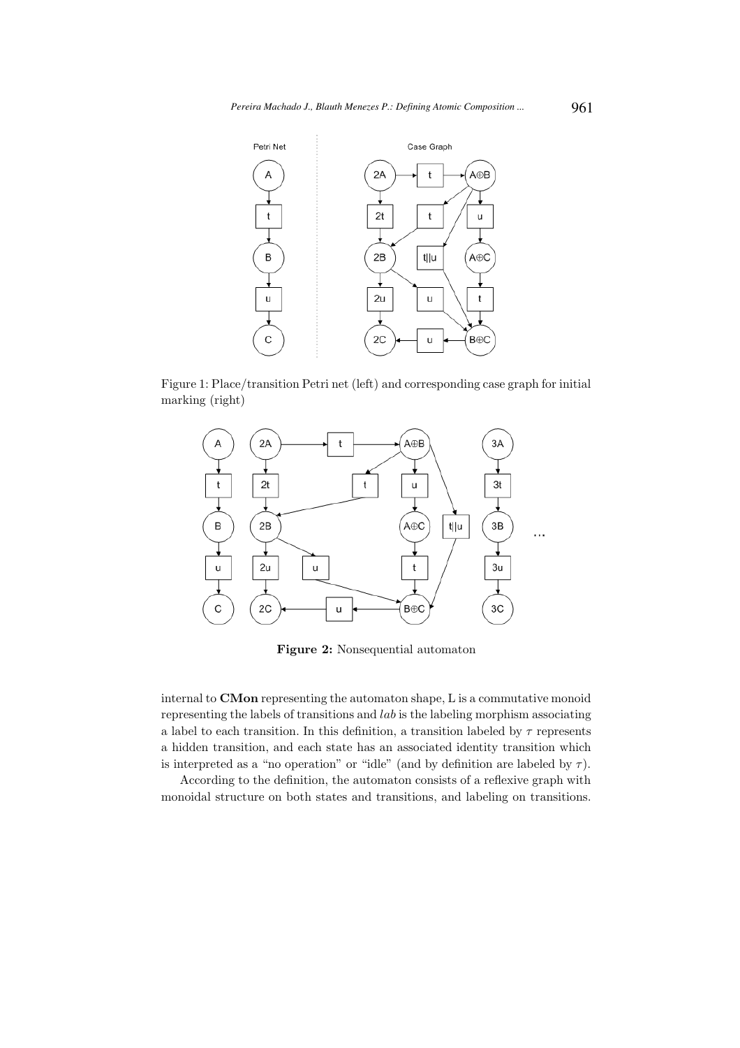Figure 1: Place/transition Petri net (left) and corresponding case graph for initial marking (right)

**Figure 2:** Nonsequential automaton

internal to **CMon** representing the automaton shape, L is a commutative monoid representing the labels of transitions and *lab* is the labeling morphism associating a label to each transition. In this definition, a transition labeled by $\tau$ represents a hidden transition, and each state has an associated identity transition which is interpreted as a "no operation" or "idle" (and by definition are labeled by $\tau$).

According to the definition, the automaton consists of a reflexive graph with monoidal structure on both states and transitions, and labeling on transitions.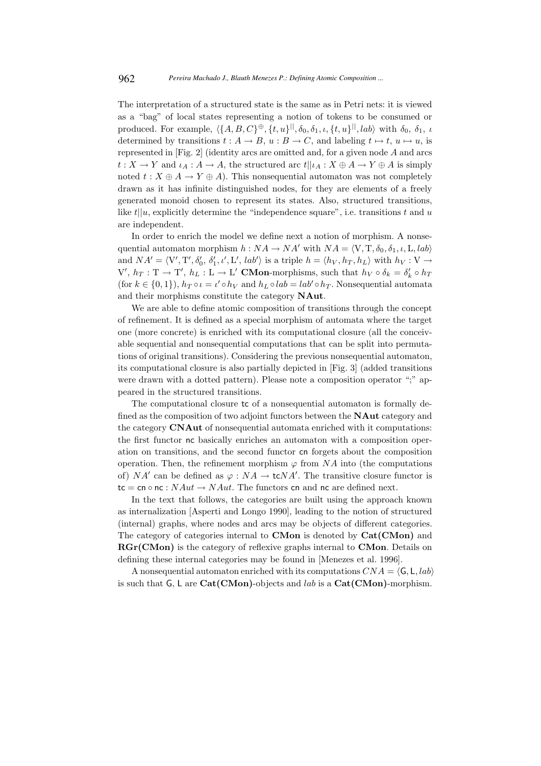The interpretation of a structured state is the same as in Petri nets: it is viewed as a "bag" of local states representing a notion of tokens to be consumed or produced. For example, $\langle \{A, B, C\}^{\oplus}, \{t, u\}^{||}, \delta_0, \delta_1, \iota, \{t, u\}^{||}, lab \rangle$ with $\delta_0$, $\delta_1$, $\iota$ determined by transitions $t : A \to B$, $u : B \to C$, and labeling $t \mapsto t$, $u \mapsto u$, is represented in [Fig. 2] (identity arcs are omitted and, for a given node $A$ and arcs $t : X \to Y$ and $\iota_A : A \to A$, the structured arc $t||\iota_A : X \oplus A \to Y \oplus A$ is simply noted $t : X \oplus A \to Y \oplus A$). This nonsequential automaton was not completely drawn as it has infinite distinguished nodes, for they are elements of a freely generated monoid chosen to represent its states. Also, structured transitions, like $t||u$, explicitly determine the "independence square", i.e. transitions $t$ and $u$ are independent.

In order to enrich the model we define next a notion of morphism. A nonsequential automaton morphism $h : NA \to NA'$ with $NA = \langle \mathrm{V}, \mathrm{T}, \delta_0, \delta_1, \iota, \mathrm{L}, lab \rangle$ and $NA' = \langle \mathrm{V}', \mathrm{T}', \delta_0', \delta_1', \iota', \mathrm{L}', lab' \rangle$ is a triple $h = \langle h_V, h_T, h_L \rangle$ with $h_V : \mathrm{V} \to \mathrm{V}'$, $h_T : \mathrm{T} \to \mathrm{T}'$, $h_L : \mathrm{L} \to \mathrm{L}'$ **CMon**-morphisms, such that $h_V \circ \delta_k = \delta_k' \circ h_T$ (for $k \in \{0, 1\}$), $h_T \circ \iota = \iota' \circ h_V$ and $h_L \circ lab = lab' \circ h_T$. Nonsequential automata and their morphisms constitute the category **NAut**.

We are able to define atomic composition of transitions through the concept of refinement. It is defined as a special morphism of automata where the target one (more concrete) is enriched with its computational closure (all the conceivable sequential and nonsequential computations that can be split into permutations of original transitions). Considering the previous nonsequential automaton, its computational closure is also partially depicted in [Fig. 3] (added transitions were drawn with a dotted pattern). Please note a composition operator ";" appeared in the structured transitions.

The computational closure $\mathsf{tc}$ of a nonsequential automaton is formally defined as the composition of two adjoint functors between the **NAut** category and the category **CNAut** of nonsequential automata enriched with it computations: the first functor $\mathsf{nc}$ basically enriches an automaton with a composition operation on transitions, and the second functor $\mathsf{cn}$ forgets about the composition operation. Then, the refinement morphism $\varphi$ from $NA$ into (the computations of) $NA'$ can be defined as $\varphi : NA \to \mathsf{tc}NA'$. The transitive closure functor is $\mathsf{tc} = \mathsf{cn} \circ \mathsf{nc} : NAut \to NAut$. The functors $\mathsf{cn}$ and $\mathsf{nc}$ are defined next.

In the text that follows, the categories are built using the approach known as internalization [Asperti and Longo 1990], leading to the notion of structured (internal) graphs, where nodes and arcs may be objects of different categories. The category of categories internal to **CMon** is denoted by **Cat(CMon)** and **RGr(CMon)** is the category of reflexive graphs internal to **CMon**. Details on defining these internal categories may be found in [Menezes et al. 1996].

A nonsequential automaton enriched with its computations $CNA = \langle \mathsf{G}, \mathsf{L}, lab \rangle$ is such that $\mathsf{G}$, $\mathsf{L}$ are **Cat(CMon)**-objects and $lab$ is a **Cat(CMon)**-morphism.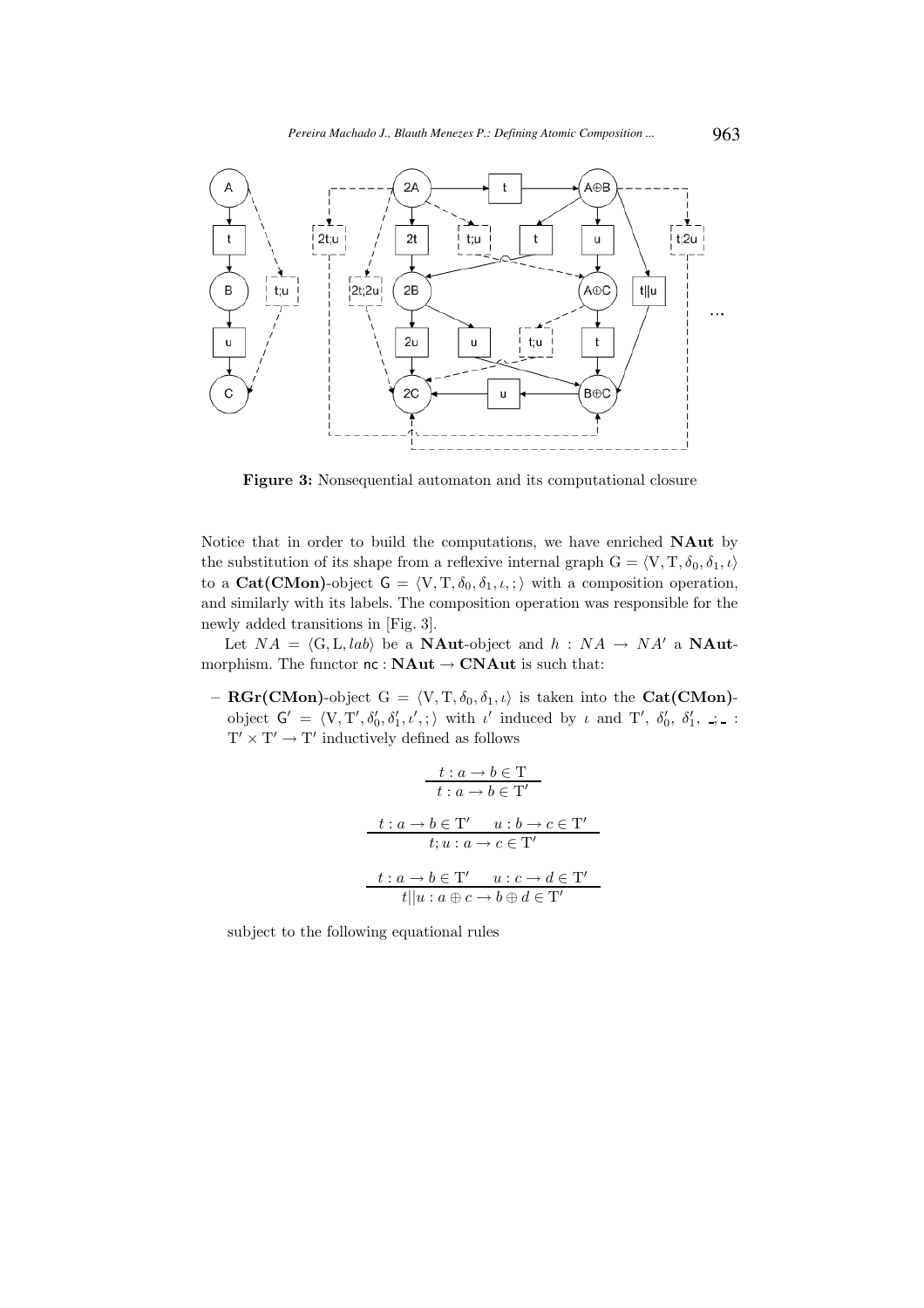**Figure 3:** Nonsequential automaton and its computational closure

Notice that in order to build the computations, we have enriched **NAut** by the substitution of its shape from a reflexive internal graph $\mathrm{G} = \langle \mathrm{V}, \mathrm{T}, \delta_0, \delta_1, \iota \rangle$ to a **Cat(CMon)**-object $\mathsf{G} = \langle \mathrm{V}, \mathrm{T}, \delta_0, \delta_1, \iota, ; \rangle$ with a composition operation, and similarly with its labels. The composition operation was responsible for the newly added transitions in [Fig. 3].

Let $NA = \langle \mathrm{G}, \mathrm{L}, lab \rangle$ be a **NAut**-object and $h : NA \to NA'$ a **NAut**-morphism. The functor $\mathsf{nc} : \mathbf{NAut} \to \mathbf{CNAut}$ is such that:

- **RGr(CMon)**-object $\mathrm{G} = \langle \mathrm{V}, \mathrm{T}, \delta_0, \delta_1, \iota \rangle$ is taken into the **Cat(CMon)**-object $\mathsf{G}' = \langle \mathrm{V}, \mathrm{T}', \delta_0', \delta_1', \iota', ; \rangle$ with $\iota'$ induced by $\iota$ and $\mathrm{T}'$, $\delta_0'$, $\delta_1'$, $\_;\_ : \mathrm{T}' \times \mathrm{T}' \to \mathrm{T}'$ inductively defined as follows

$$\frac{t : a \to b \in \mathrm{T}}{t : a \to b \in \mathrm{T}'}$$

$$\frac{t : a \to b \in \mathrm{T}' \qquad u : b \to c \in \mathrm{T}'}{t; u : a \to c \in \mathrm{T}'}$$

$$\frac{t : a \to b \in \mathrm{T}' \qquad u : c \to d \in \mathrm{T}'}{t || u : a \oplus c \to b \oplus d \in \mathrm{T}'}$$

subject to the following equational rules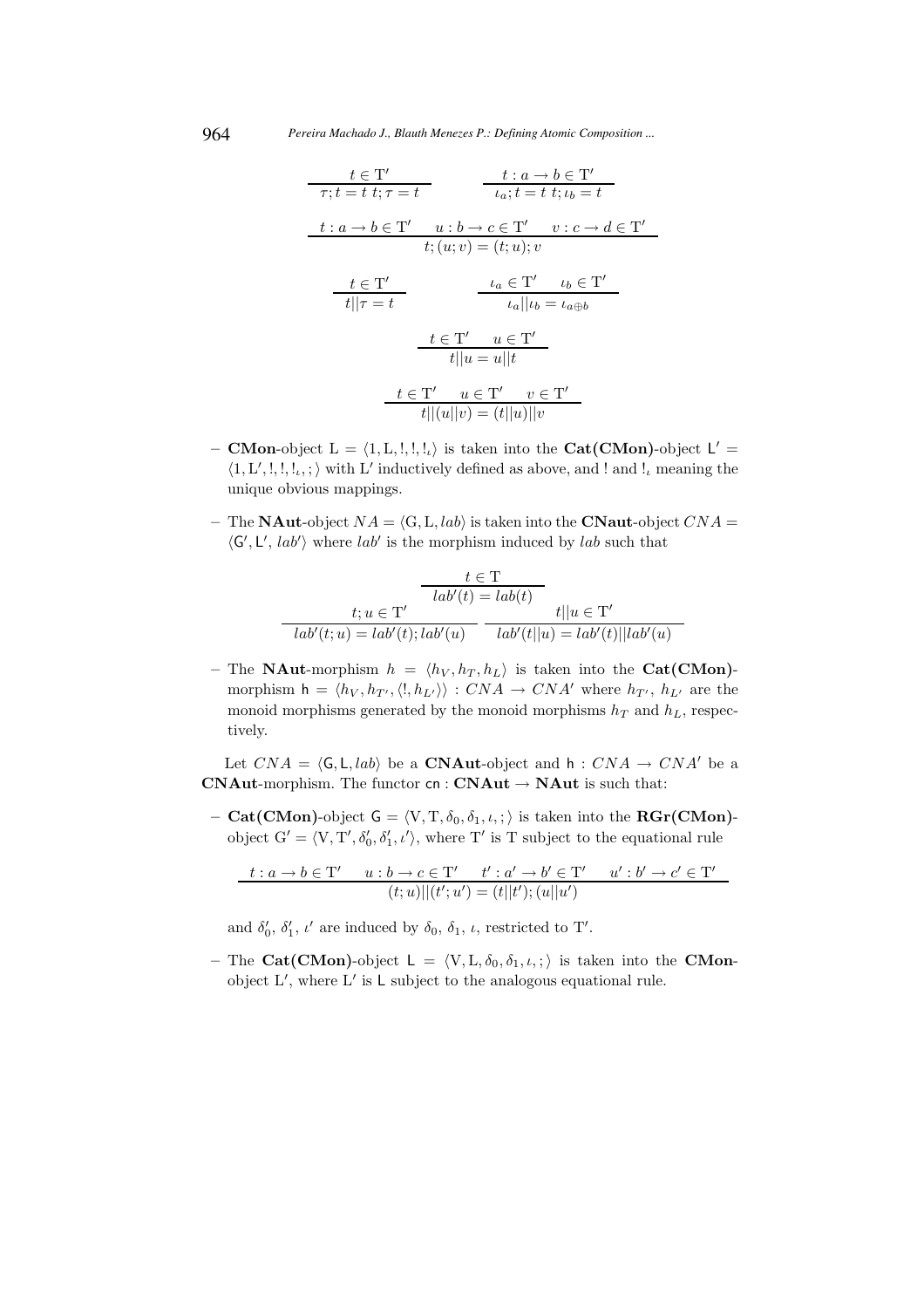$$\frac{t \in \mathrm{T}'}{\tau; t = t \;\; t; \tau = t} \qquad \frac{t : a \to b \in \mathrm{T}'}{\iota_a; t = t \;\; t; \iota_b = t}$$

$$\frac{t : a \to b \in \mathrm{T}' \quad u : b \to c \in \mathrm{T}' \quad v : c \to d \in \mathrm{T}'}{t; (u; v) = (t; u); v}$$

$$\frac{t \in \mathrm{T}'}{t || \tau = t} \qquad \frac{\iota_a \in \mathrm{T}' \quad \iota_b \in \mathrm{T}'}{\iota_a || \iota_b = \iota_{a \oplus b}}$$

$$\frac{t \in \mathrm{T}' \quad u \in \mathrm{T}'}{t || u = u || t}$$

$$\frac{t \in \mathrm{T}' \quad u \in \mathrm{T}' \quad v \in \mathrm{T}'}{t || (u || v) = (t || u) || v}$$

– **CMon**-object $\mathrm{L} = \langle 1, \mathrm{L}, !, !, !_\iota \rangle$ is taken into the **Cat(CMon)**-object $\mathsf{L}' = \langle 1, \mathrm{L}', !, !, !_\iota, ; \rangle$ with $\mathrm{L}'$ inductively defined as above, and $!$ and $!_\iota$ meaning the unique obvious mappings.

– The **NAut**-object $NA = \langle \mathrm{G}, \mathrm{L}, lab \rangle$ is taken into the **CNaut**-object $CNA = \langle \mathsf{G}', \mathsf{L}', lab' \rangle$ where $lab'$ is the morphism induced by $lab$ such that

$$\frac{t \in \mathrm{T}}{lab'(t) = lab(t)}$$

$$\frac{t; u \in \mathrm{T}'}{lab'(t; u) = lab'(t); lab'(u)} \qquad \frac{t || u \in \mathrm{T}'}{lab'(t || u) = lab'(t) || lab'(u)}$$

– The **NAut**-morphism $h = \langle h_V, h_T, h_L \rangle$ is taken into the **Cat(CMon)**-morphism $\mathsf{h} = \langle h_V, h_{T'}, \langle !, h_{L'} \rangle \rangle : CNA \to CNA'$ where $h_{T'}$, $h_{L'}$ are the monoid morphisms generated by the monoid morphisms $h_T$ and $h_L$, respectively.

Let $CNA = \langle \mathsf{G}, \mathsf{L}, lab \rangle$ be a **CNAut**-object and $\mathsf{h} : CNA \to CNA'$ be a **CNAut**-morphism. The functor $\mathsf{cn} : \mathbf{CNAut} \to \mathbf{NAut}$ is such that:

– **Cat(CMon)**-object $\mathsf{G} = \langle \mathrm{V}, \mathrm{T}, \delta_0, \delta_1, \iota, ; \rangle$ is taken into the **RGr(CMon)**-object $\mathrm{G}' = \langle \mathrm{V}, \mathrm{T}', \delta_0', \delta_1', \iota' \rangle$, where $\mathrm{T}'$ is $\mathrm{T}$ subject to the equational rule

$$\frac{t : a \to b \in \mathrm{T}' \quad u : b \to c \in \mathrm{T}' \quad t' : a' \to b' \in \mathrm{T}' \quad u' : b' \to c' \in \mathrm{T}'}{(t; u) || (t'; u') = (t || t'); (u || u')}$$

and $\delta_0'$, $\delta_1'$, $\iota'$ are induced by $\delta_0$, $\delta_1$, $\iota$, restricted to $\mathrm{T}'$.

– The **Cat(CMon)**-object $\mathsf{L} = \langle \mathrm{V}, \mathrm{L}, \delta_0, \delta_1, \iota, ; \rangle$ is taken into the **CMon**-object $\mathrm{L}'$, where $\mathrm{L}'$ is $\mathsf{L}$ subject to the analogous equational rule.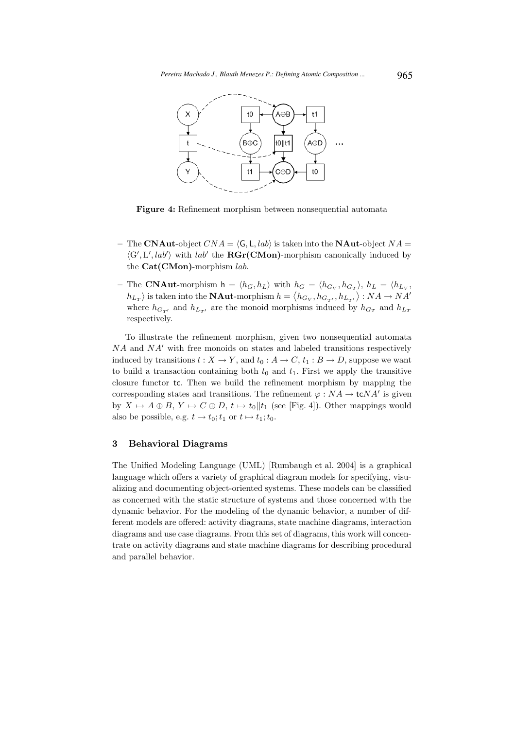**Figure 4:** Refinement morphism between nonsequential automata

– The **CNAut**-object $CNA = \langle \mathsf{G}, \mathsf{L}, lab \rangle$ is taken into the **NAut**-object $NA = \langle \mathrm{G}', \mathrm{L}', lab' \rangle$ with $lab'$ the **RGr(CMon)**-morphism canonically induced by the **Cat(CMon)**-morphism $lab$.

– The **CNAut**-morphism $\mathsf{h} = \langle h_G, h_L \rangle$ with $h_G = \langle h_{G_V}, h_{G_T} \rangle$, $h_L = \langle h_{L_V}, h_{L_T} \rangle$ is taken into the **NAut**-morphism $h = \langle h_{G_V}, h_{G_{T'}}, h_{L_{T'}} \rangle : NA \to NA'$ where $h_{G_{T'}}$ and $h_{L_{T'}}$ are the monoid morphisms induced by $h_{G_T}$ and $h_{L_T}$ respectively.

To illustrate the refinement morphism, given two nonsequential automata $NA$ and $NA'$ with free monoids on states and labeled transitions respectively induced by transitions $t : X \to Y$, and $t_0 : A \to C$, $t_1 : B \to D$, suppose we want to build a transaction containing both $t_0$ and $t_1$. First we apply the transitive closure functor $\mathsf{tc}$. Then we build the refinement morphism by mapping the corresponding states and transitions. The refinement $\varphi : NA \to \mathsf{tc}NA'$ is given by $X \mapsto A \oplus B$, $Y \mapsto C \oplus D$, $t \mapsto t_0||t_1$ (see [Fig. 4]). Other mappings would also be possible, e.g. $t \mapsto t_0; t_1$ or $t \mapsto t_1; t_0$.

## 3 Behavioral Diagrams

The Unified Modeling Language (UML) [Rumbaugh et al. 2004] is a graphical language which offers a variety of graphical diagram models for specifying, visualizing and documenting object-oriented systems. These models can be classified as concerned with the static structure of systems and those concerned with the dynamic behavior. For the modeling of the dynamic behavior, a number of different models are offered: activity diagrams, state machine diagrams, interaction diagrams and use case diagrams. From this set of diagrams, this work will concentrate on activity diagrams and state machine diagrams for describing procedural and parallel behavior.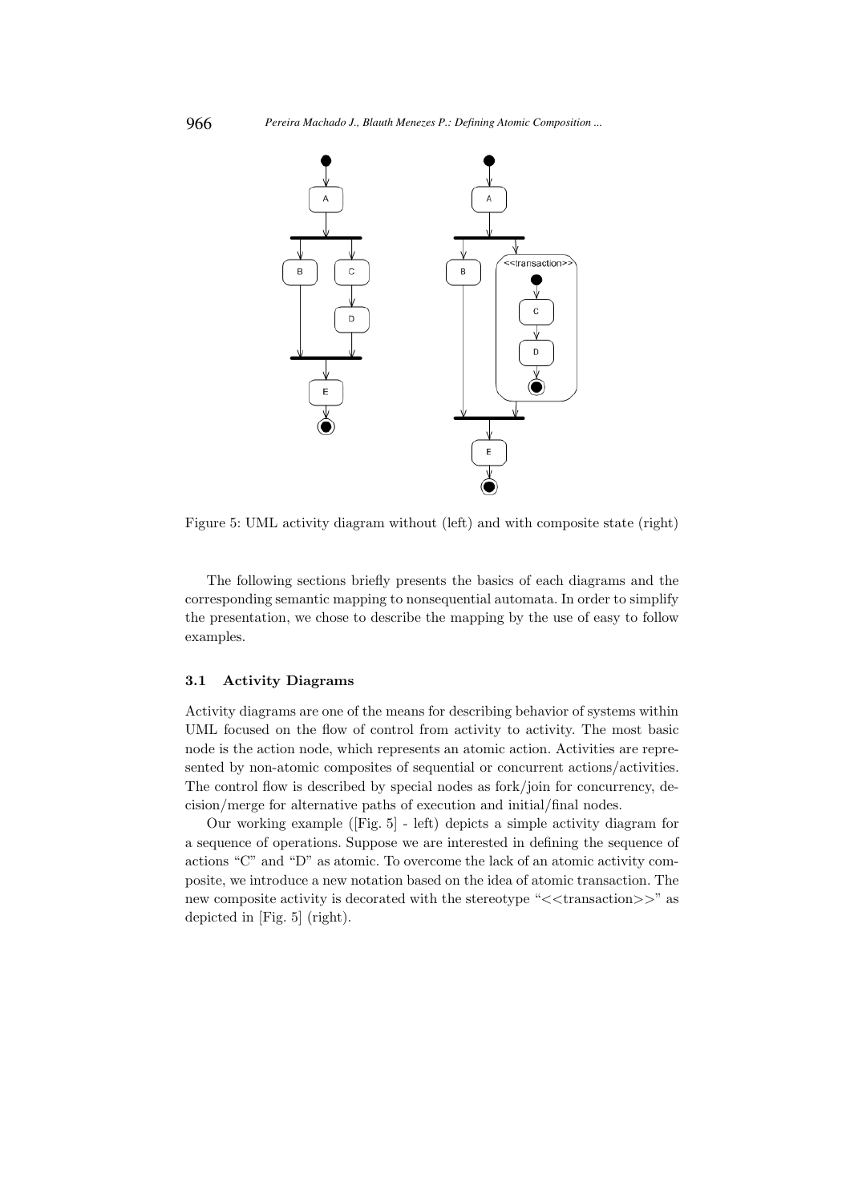Figure 5: UML activity diagram without (left) and with composite state (right)

The following sections briefly presents the basics of each diagrams and the corresponding semantic mapping to nonsequential automata. In order to simplify the presentation, we chose to describe the mapping by the use of easy to follow examples.

### 3.1 Activity Diagrams

Activity diagrams are one of the means for describing behavior of systems within UML focused on the flow of control from activity to activity. The most basic node is the action node, which represents an atomic action. Activities are represented by non-atomic composites of sequential or concurrent actions/activities. The control flow is described by special nodes as fork/join for concurrency, decision/merge for alternative paths of execution and initial/final nodes.

Our working example ([Fig. 5] - left) depicts a simple activity diagram for a sequence of operations. Suppose we are interested in defining the sequence of actions "C" and "D" as atomic. To overcome the lack of an atomic activity composite, we introduce a new notation based on the idea of atomic transaction. The new composite activity is decorated with the stereotype "<<transaction>>" as depicted in [Fig. 5] (right).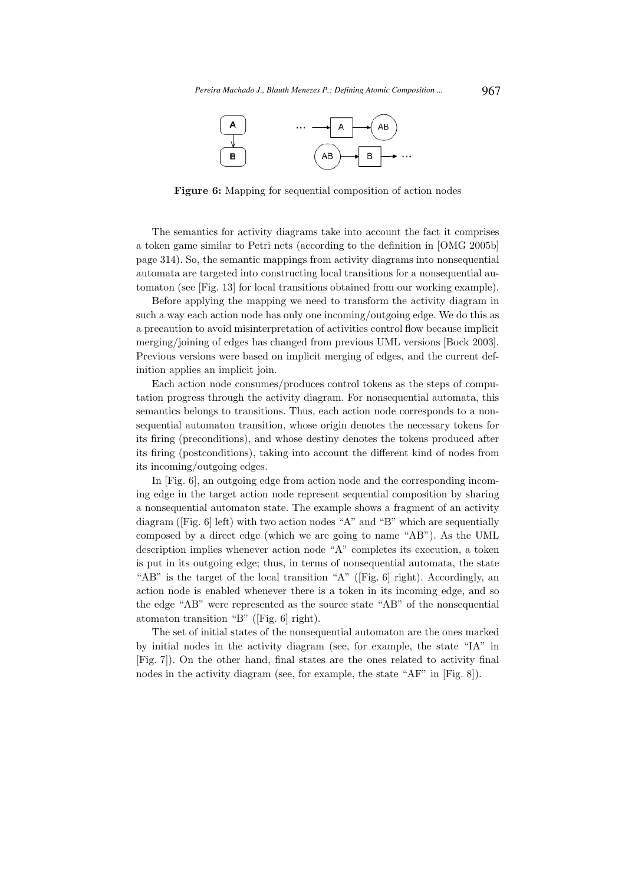**Figure 6:** Mapping for sequential composition of action nodes

The semantics for activity diagrams take into account the fact it comprises a token game similar to Petri nets (according to the definition in [OMG 2005b] page 314). So, the semantic mappings from activity diagrams into nonsequential automata are targeted into constructing local transitions for a nonsequential automaton (see [Fig. 13] for local transitions obtained from our working example).

Before applying the mapping we need to transform the activity diagram in such a way each action node has only one incoming/outgoing edge. We do this as a precaution to avoid misinterpretation of activities control flow because implicit merging/joining of edges has changed from previous UML versions [Bock 2003]. Previous versions were based on implicit merging of edges, and the current definition applies an implicit join.

Each action node consumes/produces control tokens as the steps of computation progress through the activity diagram. For nonsequential automata, this semantics belongs to transitions. Thus, each action node corresponds to a nonsequential automaton transition, whose origin denotes the necessary tokens for its firing (preconditions), and whose destiny denotes the tokens produced after its firing (postconditions), taking into account the different kind of nodes from its incoming/outgoing edges.

In [Fig. 6], an outgoing edge from action node and the corresponding incoming edge in the target action node represent sequential composition by sharing a nonsequential automaton state. The example shows a fragment of an activity diagram ([Fig. 6] left) with two action nodes "A" and "B" which are sequentially composed by a direct edge (which we are going to name "AB"). As the UML description implies whenever action node "A" completes its execution, a token is put in its outgoing edge; thus, in terms of nonsequential automata, the state "AB" is the target of the local transition "A" ([Fig. 6] right). Accordingly, an action node is enabled whenever there is a token in its incoming edge, and so the edge "AB" were represented as the source state "AB" of the nonsequential atomaton transition "B" ([Fig. 6] right).

The set of initial states of the nonsequential automaton are the ones marked by initial nodes in the activity diagram (see, for example, the state "IA" in [Fig. 7]). On the other hand, final states are the ones related to activity final nodes in the activity diagram (see, for example, the state "AF" in [Fig. 8]).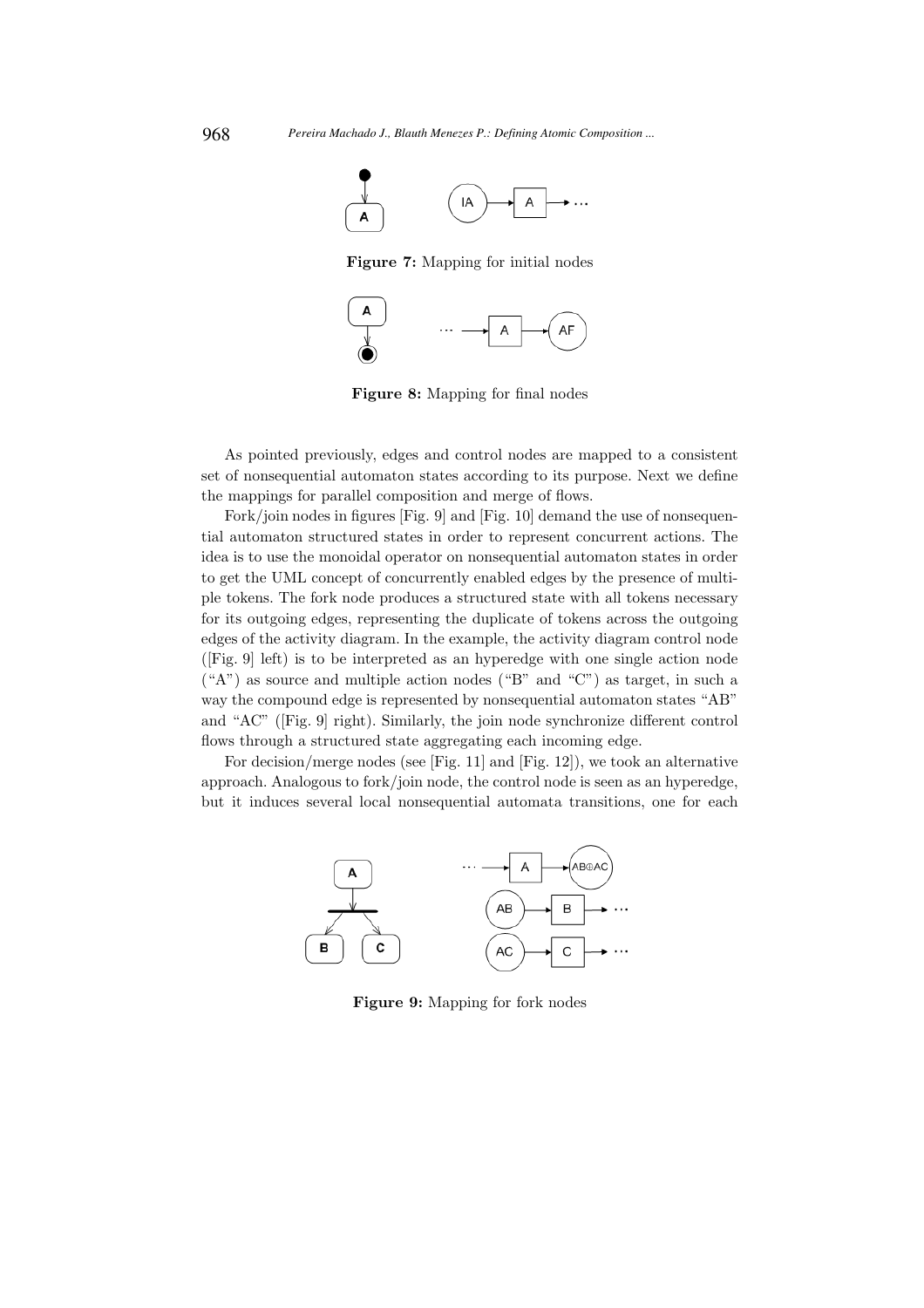**Figure 7:** Mapping for initial nodes

**Figure 8:** Mapping for final nodes

As pointed previously, edges and control nodes are mapped to a consistent set of nonsequential automaton states according to its purpose. Next we define the mappings for parallel composition and merge of flows.

Fork/join nodes in figures [Fig. 9] and [Fig. 10] demand the use of nonsequential automaton structured states in order to represent concurrent actions. The idea is to use the monoidal operator on nonsequential automaton states in order to get the UML concept of concurrently enabled edges by the presence of multiple tokens. The fork node produces a structured state with all tokens necessary for its outgoing edges, representing the duplicate of tokens across the outgoing edges of the activity diagram. In the example, the activity diagram control node ([Fig. 9] left) is to be interpreted as an hyperedge with one single action node ("A") as source and multiple action nodes ("B" and "C") as target, in such a way the compound edge is represented by nonsequential automaton states "AB" and "AC" ([Fig. 9] right). Similarly, the join node synchronize different control flows through a structured state aggregating each incoming edge.

For decision/merge nodes (see [Fig. 11] and [Fig. 12]), we took an alternative approach. Analogous to fork/join node, the control node is seen as an hyperedge, but it induces several local nonsequential automata transitions, one for each

**Figure 9:** Mapping for fork nodes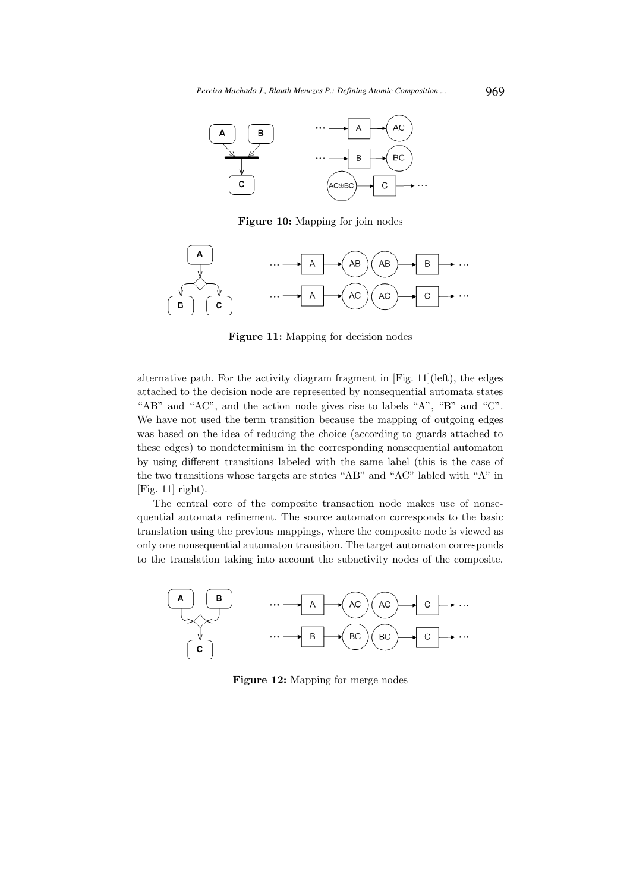**Figure 10:** Mapping for join nodes

**Figure 11:** Mapping for decision nodes

alternative path. For the activity diagram fragment in [Fig. 11](left), the edges attached to the decision node are represented by nonsequential automata states "AB" and "AC", and the action node gives rise to labels "A", "B" and "C". We have not used the term transition because the mapping of outgoing edges was based on the idea of reducing the choice (according to guards attached to these edges) to nondeterminism in the corresponding nonsequential automaton by using different transitions labeled with the same label (this is the case of the two transitions whose targets are states "AB" and "AC" labled with "A" in [Fig. 11] right).

The central core of the composite transaction node makes use of nonsequential automata refinement. The source automaton corresponds to the basic translation using the previous mappings, where the composite node is viewed as only one nonsequential automaton transition. The target automaton corresponds to the translation taking into account the subactivity nodes of the composite.

**Figure 12:** Mapping for merge nodes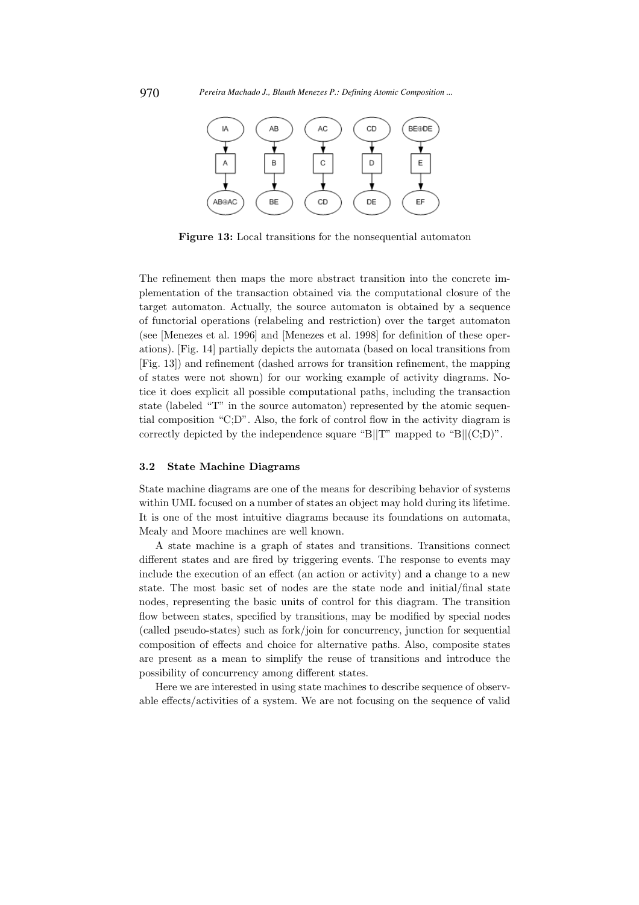**Figure 13:** Local transitions for the nonsequential automaton

The refinement then maps the more abstract transition into the concrete implementation of the transaction obtained via the computational closure of the target automaton. Actually, the source automaton is obtained by a sequence of functorial operations (relabeling and restriction) over the target automaton (see [Menezes et al. 1996] and [Menezes et al. 1998] for definition of these operations). [Fig. 14] partially depicts the automata (based on local transitions from [Fig. 13]) and refinement (dashed arrows for transition refinement, the mapping of states were not shown) for our working example of activity diagrams. Notice it does explicit all possible computational paths, including the transaction state (labeled "T" in the source automaton) represented by the atomic sequential composition "C;D". Also, the fork of control flow in the activity diagram is correctly depicted by the independence square "B||T" mapped to "B||(C;D)".

### 3.2 State Machine Diagrams

State machine diagrams are one of the means for describing behavior of systems within UML focused on a number of states an object may hold during its lifetime. It is one of the most intuitive diagrams because its foundations on automata, Mealy and Moore machines are well known.

A state machine is a graph of states and transitions. Transitions connect different states and are fired by triggering events. The response to events may include the execution of an effect (an action or activity) and a change to a new state. The most basic set of nodes are the state node and initial/final state nodes, representing the basic units of control for this diagram. The transition flow between states, specified by transitions, may be modified by special nodes (called pseudo-states) such as fork/join for concurrency, junction for sequential composition of effects and choice for alternative paths. Also, composite states are present as a mean to simplify the reuse of transitions and introduce the possibility of concurrency among different states.

Here we are interested in using state machines to describe sequence of observable effects/activities of a system. We are not focusing on the sequence of valid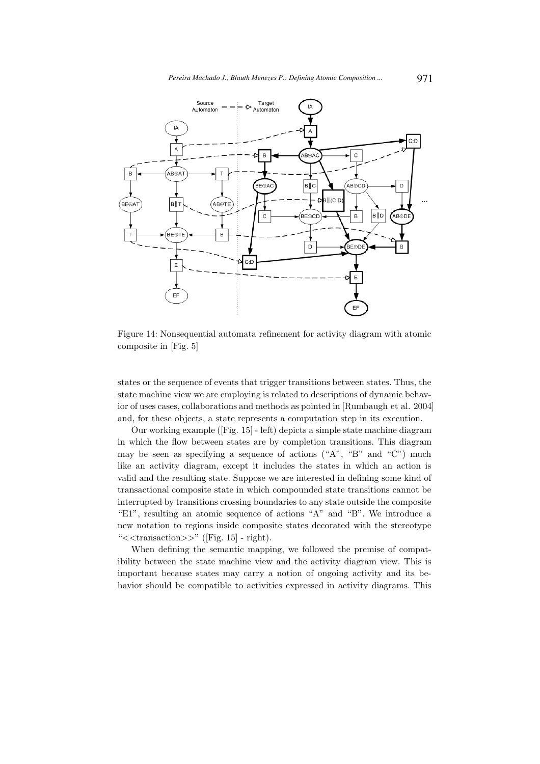Figure 14: Nonsequential automata refinement for activity diagram with atomic composite in [Fig. 5]

states or the sequence of events that trigger transitions between states. Thus, the state machine view we are employing is related to descriptions of dynamic behavior of uses cases, collaborations and methods as pointed in [Rumbaugh et al. 2004] and, for these objects, a state represents a computation step in its execution.

Our working example ([Fig. 15] - left) depicts a simple state machine diagram in which the flow between states are by completion transitions. This diagram may be seen as specifying a sequence of actions ("A", "B" and "C") much like an activity diagram, except it includes the states in which an action is valid and the resulting state. Suppose we are interested in defining some kind of transactional composite state in which compounded state transitions cannot be interrupted by transitions crossing boundaries to any state outside the composite "E1", resulting an atomic sequence of actions "A" and "B". We introduce a new notation to regions inside composite states decorated with the stereotype "<<transaction>>" ([Fig. 15] - right).

When defining the semantic mapping, we followed the premise of compatibility between the state machine view and the activity diagram view. This is important because states may carry a notion of ongoing activity and its behavior should be compatible to activities expressed in activity diagrams. This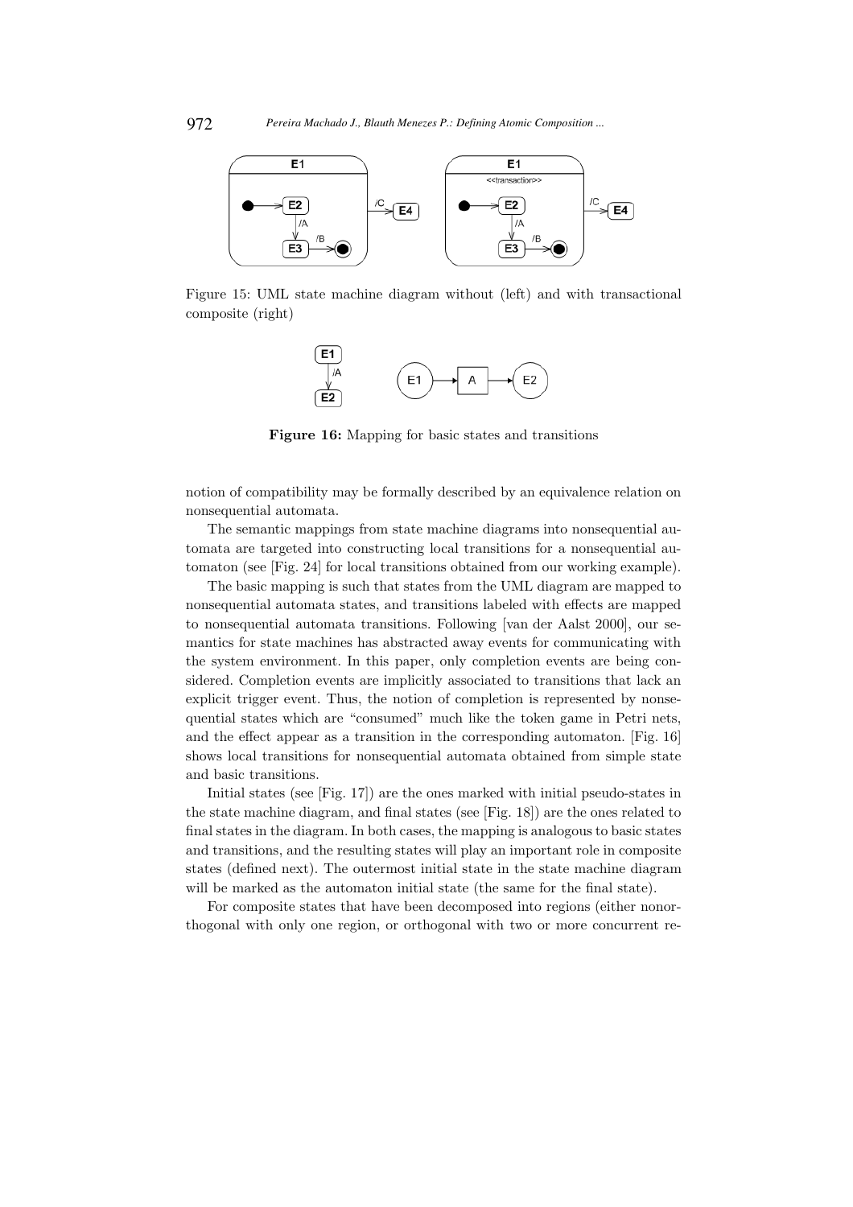Figure 15: UML state machine diagram without (left) and with transactional composite (right)

**Figure 16:** Mapping for basic states and transitions

notion of compatibility may be formally described by an equivalence relation on nonsequential automata.

The semantic mappings from state machine diagrams into nonsequential automata are targeted into constructing local transitions for a nonsequential automaton (see [Fig. 24] for local transitions obtained from our working example).

The basic mapping is such that states from the UML diagram are mapped to nonsequential automata states, and transitions labeled with effects are mapped to nonsequential automata transitions. Following [van der Aalst 2000], our semantics for state machines has abstracted away events for communicating with the system environment. In this paper, only completion events are being considered. Completion events are implicitly associated to transitions that lack an explicit trigger event. Thus, the notion of completion is represented by nonsequential states which are "consumed" much like the token game in Petri nets, and the effect appear as a transition in the corresponding automaton. [Fig. 16] shows local transitions for nonsequential automata obtained from simple state and basic transitions.

Initial states (see [Fig. 17]) are the ones marked with initial pseudo-states in the state machine diagram, and final states (see [Fig. 18]) are the ones related to final states in the diagram. In both cases, the mapping is analogous to basic states and transitions, and the resulting states will play an important role in composite states (defined next). The outermost initial state in the state machine diagram will be marked as the automaton initial state (the same for the final state).

For composite states that have been decomposed into regions (either nonorthogonal with only one region, or orthogonal with two or more concurrent re-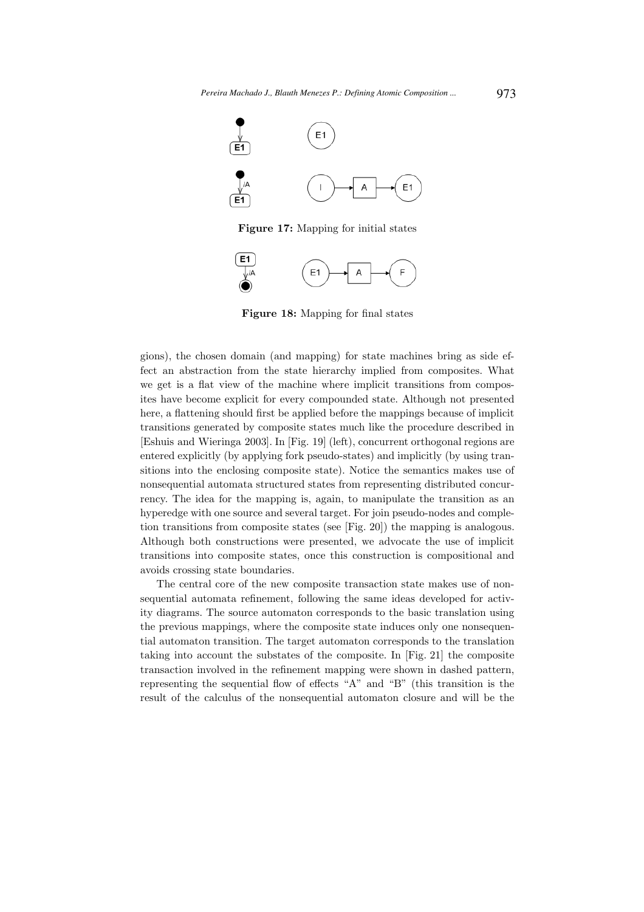**Figure 17:** Mapping for initial states

**Figure 18:** Mapping for final states

gions), the chosen domain (and mapping) for state machines bring as side effect an abstraction from the state hierarchy implied from composites. What we get is a flat view of the machine where implicit transitions from composites have become explicit for every compounded state. Although not presented here, a flattening should first be applied before the mappings because of implicit transitions generated by composite states much like the procedure described in [Eshuis and Wieringa 2003]. In [Fig. 19] (left), concurrent orthogonal regions are entered explicitly (by applying fork pseudo-states) and implicitly (by using transitions into the enclosing composite state). Notice the semantics makes use of nonsequential automata structured states from representing distributed concurrency. The idea for the mapping is, again, to manipulate the transition as an hyperedge with one source and several target. For join pseudo-nodes and completion transitions from composite states (see [Fig. 20]) the mapping is analogous. Although both constructions were presented, we advocate the use of implicit transitions into composite states, once this construction is compositional and avoids crossing state boundaries.

The central core of the new composite transaction state makes use of nonsequential automata refinement, following the same ideas developed for activity diagrams. The source automaton corresponds to the basic translation using the previous mappings, where the composite state induces only one nonsequential automaton transition. The target automaton corresponds to the translation taking into account the substates of the composite. In [Fig. 21] the composite transaction involved in the refinement mapping were shown in dashed pattern, representing the sequential flow of effects "A" and "B" (this transition is the result of the calculus of the nonsequential automaton closure and will be the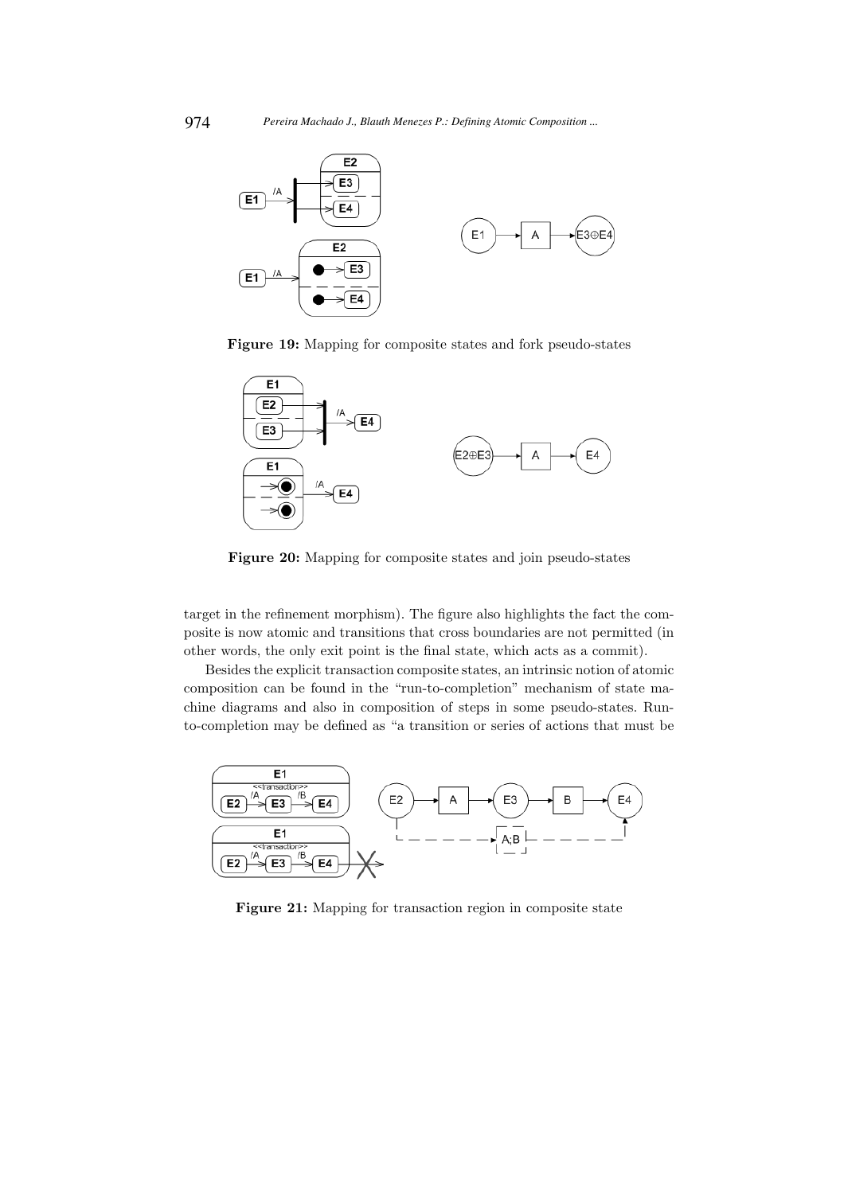**Figure 19:** Mapping for composite states and fork pseudo-states

**Figure 20:** Mapping for composite states and join pseudo-states

target in the refinement morphism). The figure also highlights the fact the composite is now atomic and transitions that cross boundaries are not permitted (in other words, the only exit point is the final state, which acts as a commit).

Besides the explicit transaction composite states, an intrinsic notion of atomic composition can be found in the "run-to-completion" mechanism of state machine diagrams and also in composition of steps in some pseudo-states. Run-to-completion may be defined as "a transition or series of actions that must be

**Figure 21:** Mapping for transaction region in composite state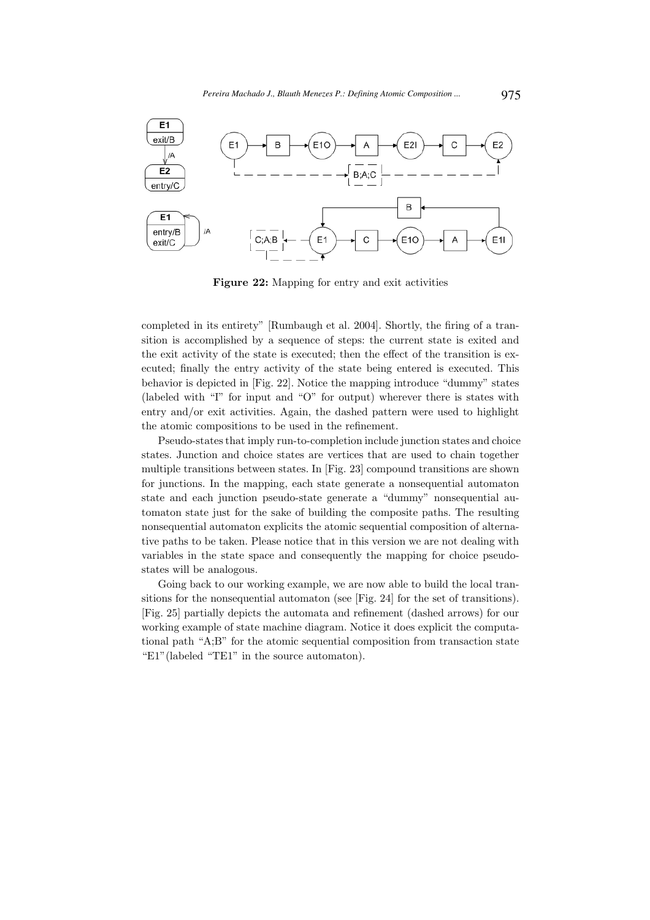Figure 22: Mapping for entry and exit activities

completed in its entirety" [Rumbaugh et al. 2004]. Shortly, the firing of a transition is accomplished by a sequence of steps: the current state is exited and the exit activity of the state is executed; then the effect of the transition is executed; finally the entry activity of the state being entered is executed. This behavior is depicted in [Fig. 22]. Notice the mapping introduce "dummy" states (labeled with "I" for input and "O" for output) wherever there is states with entry and/or exit activities. Again, the dashed pattern were used to highlight the atomic compositions to be used in the refinement.

Pseudo-states that imply run-to-completion include junction states and choice states. Junction and choice states are vertices that are used to chain together multiple transitions between states. In [Fig. 23] compound transitions are shown for junctions. In the mapping, each state generate a nonsequential automaton state and each junction pseudo-state generate a "dummy" nonsequential automaton state just for the sake of building the composite paths. The resulting nonsequential automaton explicits the atomic sequential composition of alternative paths to be taken. Please notice that in this version we are not dealing with variables in the state space and consequently the mapping for choice pseudo-states will be analogous.

Going back to our working example, we are now able to build the local transitions for the nonsequential automaton (see [Fig. 24] for the set of transitions). [Fig. 25] partially depicts the automata and refinement (dashed arrows) for our working example of state machine diagram. Notice it does explicit the computational path "A;B" for the atomic sequential composition from transaction state "E1"(labeled "TE1" in the source automaton).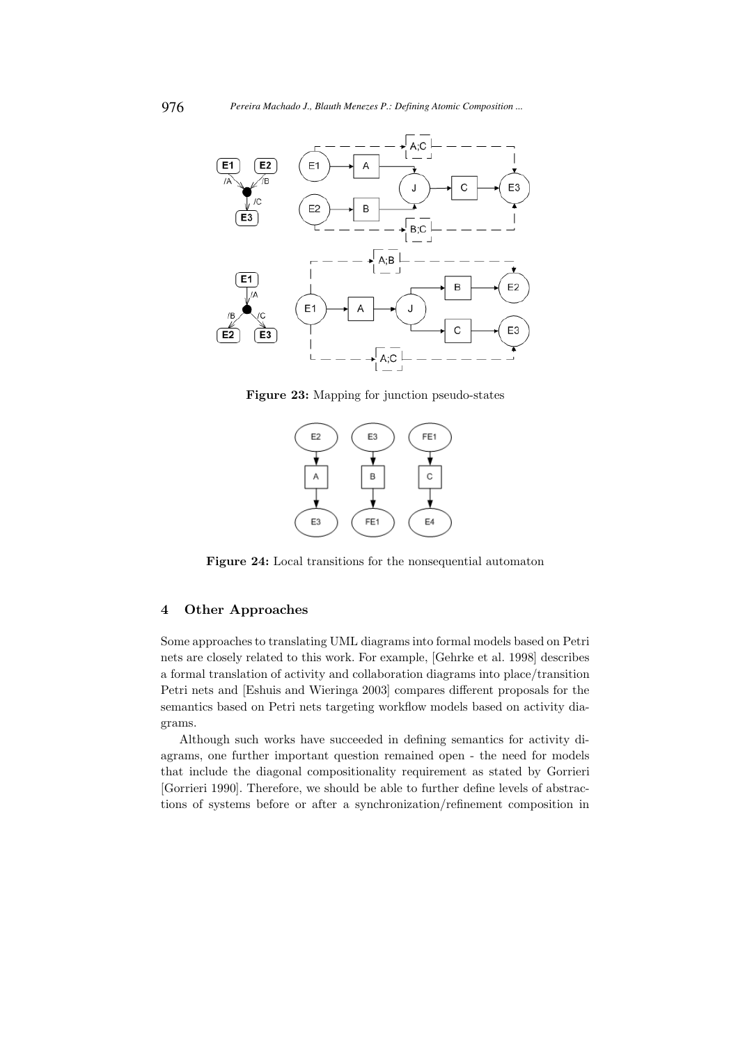**Figure 23:** Mapping for junction pseudo-states

**Figure 24:** Local transitions for the nonsequential automaton

## 4 Other Approaches

Some approaches to translating UML diagrams into formal models based on Petri nets are closely related to this work. For example, [Gehrke et al. 1998] describes a formal translation of activity and collaboration diagrams into place/transition Petri nets and [Eshuis and Wieringa 2003] compares different proposals for the semantics based on Petri nets targeting workflow models based on activity diagrams.

Although such works have succeeded in defining semantics for activity diagrams, one further important question remained open - the need for models that include the diagonal compositionality requirement as stated by Gorrieri [Gorrieri 1990]. Therefore, we should be able to further define levels of abstractions of systems before or after a synchronization/refinement composition in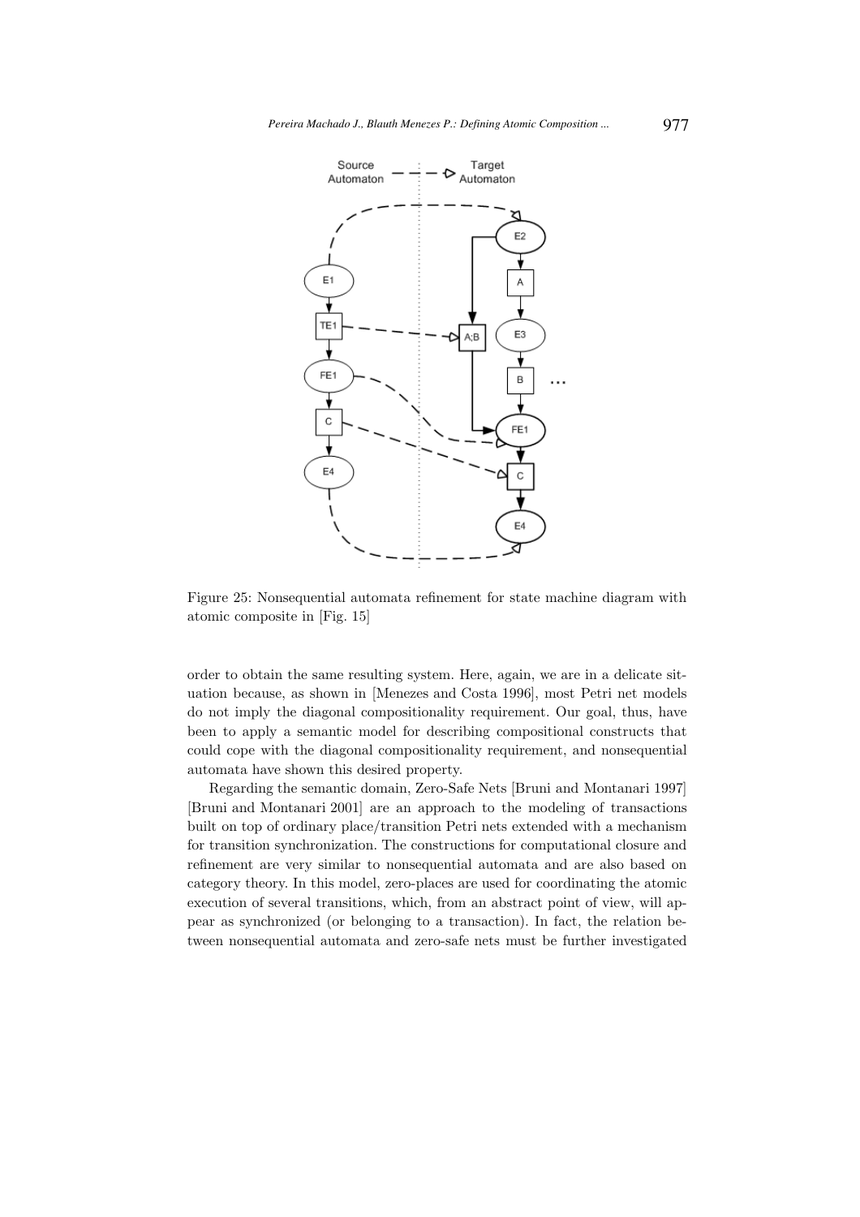Figure 25: Nonsequential automata refinement for state machine diagram with atomic composite in [Fig. 15]

order to obtain the same resulting system. Here, again, we are in a delicate situation because, as shown in [Menezes and Costa 1996], most Petri net models do not imply the diagonal compositionality requirement. Our goal, thus, have been to apply a semantic model for describing compositional constructs that could cope with the diagonal compositionality requirement, and nonsequential automata have shown this desired property.

Regarding the semantic domain, Zero-Safe Nets [Bruni and Montanari 1997] [Bruni and Montanari 2001] are an approach to the modeling of transactions built on top of ordinary place/transition Petri nets extended with a mechanism for transition synchronization. The constructions for computational closure and refinement are very similar to nonsequential automata and are also based on category theory. In this model, zero-places are used for coordinating the atomic execution of several transitions, which, from an abstract point of view, will appear as synchronized (or belonging to a transaction). In fact, the relation between nonsequential automata and zero-safe nets must be further investigated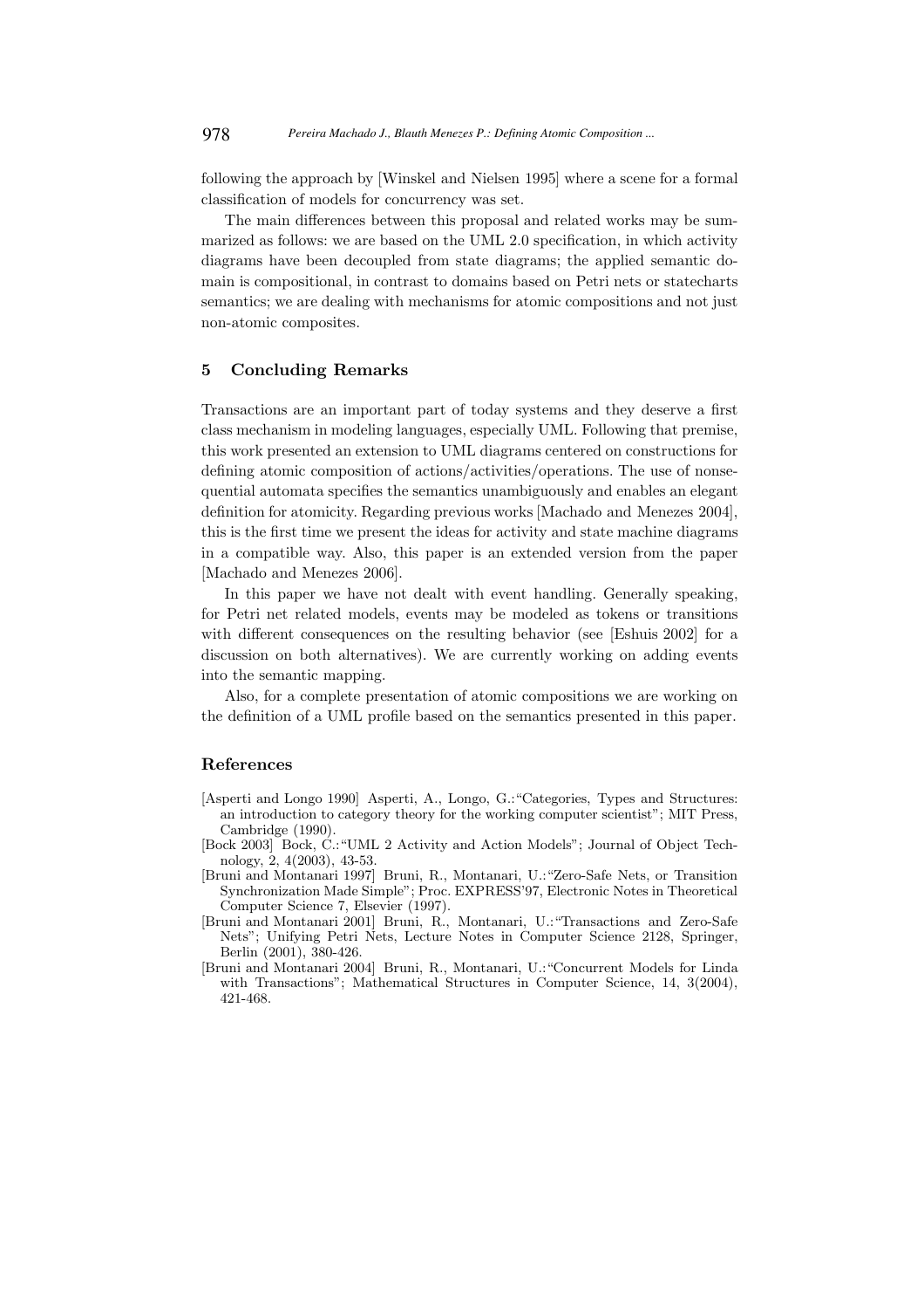following the approach by [Winskel and Nielsen 1995] where a scene for a formal classification of models for concurrency was set.

The main differences between this proposal and related works may be summarized as follows: we are based on the UML 2.0 specification, in which activity diagrams have been decoupled from state diagrams; the applied semantic domain is compositional, in contrast to domains based on Petri nets or statecharts semantics; we are dealing with mechanisms for atomic compositions and not just non-atomic composites.

## 5 Concluding Remarks

Transactions are an important part of today systems and they deserve a first class mechanism in modeling languages, especially UML. Following that premise, this work presented an extension to UML diagrams centered on constructions for defining atomic composition of actions/activities/operations. The use of nonsequential automata specifies the semantics unambiguously and enables an elegant definition for atomicity. Regarding previous works [Machado and Menezes 2004], this is the first time we present the ideas for activity and state machine diagrams in a compatible way. Also, this paper is an extended version from the paper [Machado and Menezes 2006].

In this paper we have not dealt with event handling. Generally speaking, for Petri net related models, events may be modeled as tokens or transitions with different consequences on the resulting behavior (see [Eshuis 2002] for a discussion on both alternatives). We are currently working on adding events into the semantic mapping.

Also, for a complete presentation of atomic compositions we are working on the definition of a UML profile based on the semantics presented in this paper.

## References

[Asperti and Longo 1990] Asperti, A., Longo, G.:"Categories, Types and Structures: an introduction to category theory for the working computer scientist"; MIT Press, Cambridge (1990).

[Bock 2003] Bock, C.:"UML 2 Activity and Action Models"; Journal of Object Technology, 2, 4(2003), 43-53.

[Bruni and Montanari 1997] Bruni, R., Montanari, U.:"Zero-Safe Nets, or Transition Synchronization Made Simple"; Proc. EXPRESS'97, Electronic Notes in Theoretical Computer Science 7, Elsevier (1997).

[Bruni and Montanari 2001] Bruni, R., Montanari, U.:"Transactions and Zero-Safe Nets"; Unifying Petri Nets, Lecture Notes in Computer Science 2128, Springer, Berlin (2001), 380-426.

[Bruni and Montanari 2004] Bruni, R., Montanari, U.:"Concurrent Models for Linda with Transactions"; Mathematical Structures in Computer Science, 14, 3(2004), 421-468.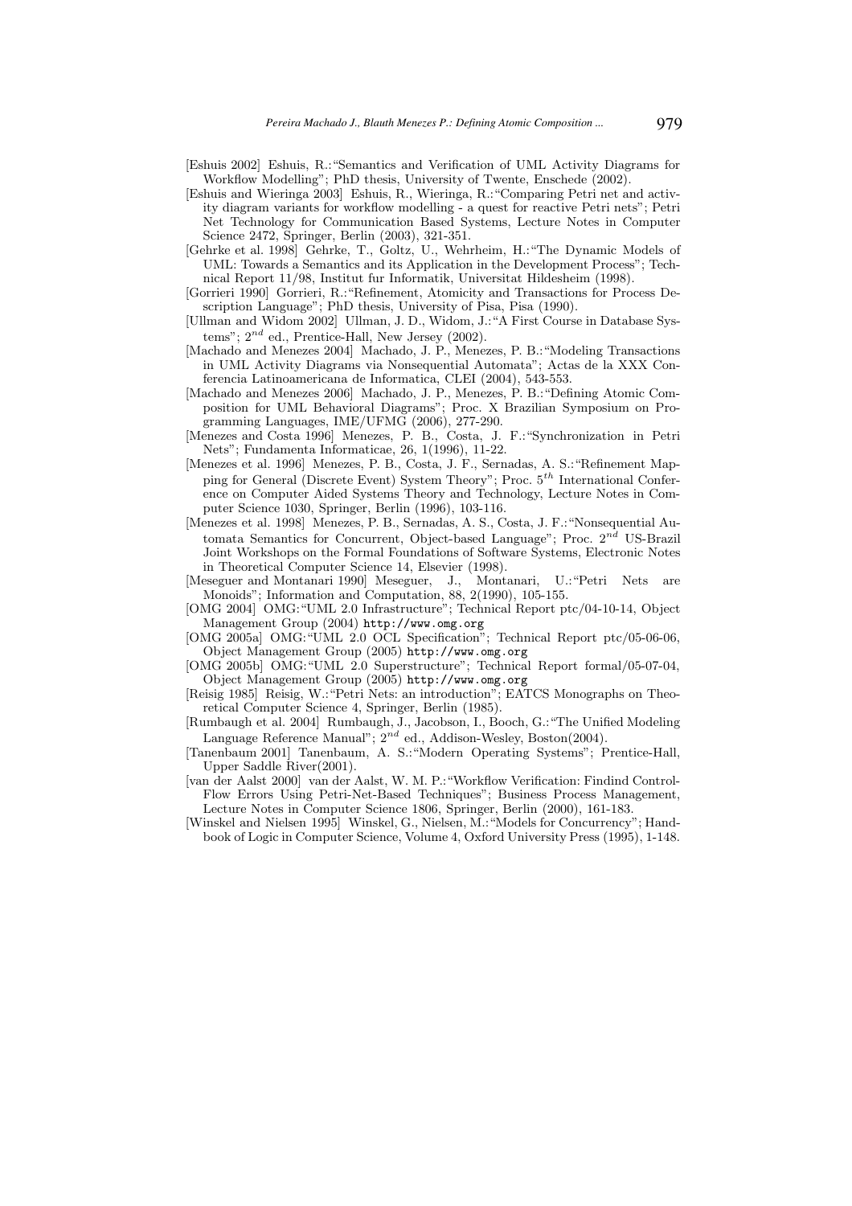[Eshuis 2002] Eshuis, R.:"Semantics and Verification of UML Activity Diagrams for Workflow Modelling"; PhD thesis, University of Twente, Enschede (2002).

[Eshuis and Wieringa 2003] Eshuis, R., Wieringa, R.:"Comparing Petri net and activity diagram variants for workflow modelling - a quest for reactive Petri nets"; Petri Net Technology for Communication Based Systems, Lecture Notes in Computer Science 2472, Springer, Berlin (2003), 321-351.

[Gehrke et al. 1998] Gehrke, T., Goltz, U., Wehrheim, H.:"The Dynamic Models of UML: Towards a Semantics and its Application in the Development Process"; Technical Report 11/98, Institut fur Informatik, Universitat Hildesheim (1998).

[Gorrieri 1990] Gorrieri, R.:"Refinement, Atomicity and Transactions for Process Description Language"; PhD thesis, University of Pisa, Pisa (1990).

[Ullman and Widom 2002] Ullman, J. D., Widom, J.:"A First Course in Database Systems"; $2^{nd}$ ed., Prentice-Hall, New Jersey (2002).

[Machado and Menezes 2004] Machado, J. P., Menezes, P. B.:"Modeling Transactions in UML Activity Diagrams via Nonsequential Automata"; Actas de la XXX Conferencia Latinoamericana de Informatica, CLEI (2004), 543-553.

[Machado and Menezes 2006] Machado, J. P., Menezes, P. B.:"Defining Atomic Composition for UML Behavioral Diagrams"; Proc. X Brazilian Symposium on Programming Languages, IME/UFMG (2006), 277-290.

[Menezes and Costa 1996] Menezes, P. B., Costa, J. F.:"Synchronization in Petri Nets"; Fundamenta Informaticae, 26, 1(1996), 11-22.

[Menezes et al. 1996] Menezes, P. B., Costa, J. F., Sernadas, A. S.:"Refinement Mapping for General (Discrete Event) System Theory"; Proc. $5^{th}$ International Conference on Computer Aided Systems Theory and Technology, Lecture Notes in Computer Science 1030, Springer, Berlin (1996), 103-116.

[Menezes et al. 1998] Menezes, P. B., Sernadas, A. S., Costa, J. F.:"Nonsequential Automata Semantics for Concurrent, Object-based Language"; Proc. $2^{nd}$ US-Brazil Joint Workshops on the Formal Foundations of Software Systems, Electronic Notes in Theoretical Computer Science 14, Elsevier (1998).

[Meseguer and Montanari 1990] Meseguer, J., Montanari, U.:"Petri Nets are Monoids"; Information and Computation, 88, 2(1990), 105-155.

[OMG 2004] OMG:"UML 2.0 Infrastructure"; Technical Report ptc/04-10-14, Object Management Group (2004) http://www.omg.org

[OMG 2005a] OMG:"UML 2.0 OCL Specification"; Technical Report ptc/05-06-06, Object Management Group (2005) http://www.omg.org

[OMG 2005b] OMG:"UML 2.0 Superstructure"; Technical Report formal/05-07-04, Object Management Group (2005) http://www.omg.org

[Reisig 1985] Reisig, W.:"Petri Nets: an introduction"; EATCS Monographs on Theoretical Computer Science 4, Springer, Berlin (1985).

[Rumbaugh et al. 2004] Rumbaugh, J., Jacobson, I., Booch, G.:"The Unified Modeling Language Reference Manual"; $2^{nd}$ ed., Addison-Wesley, Boston(2004).

[Tanenbaum 2001] Tanenbaum, A. S.:"Modern Operating Systems"; Prentice-Hall, Upper Saddle River(2001).

[van der Aalst 2000] van der Aalst, W. M. P.:"Workflow Verification: Findind Control-Flow Errors Using Petri-Net-Based Techniques"; Business Process Management, Lecture Notes in Computer Science 1806, Springer, Berlin (2000), 161-183.

[Winskel and Nielsen 1995] Winskel, G., Nielsen, M.:"Models for Concurrency"; Handbook of Logic in Computer Science, Volume 4, Oxford University Press (1995), 1-148.